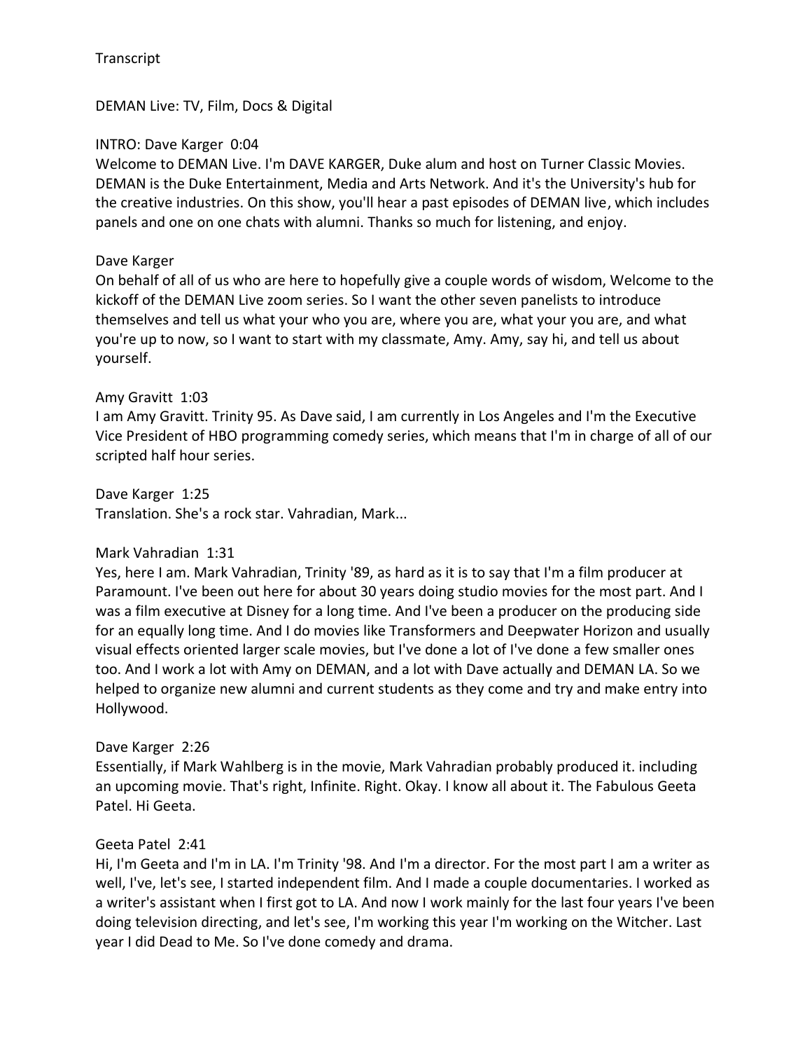Transcript

DEMAN Live: TV, Film, Docs & Digital

INTRO: Dave Karger 0:04
Welcome to DEMAN Live. I'm DAVE KARGER, Duke alum and host on Turner Classic Movies. DEMAN is the Duke Entertainment, Media and Arts Network. And it's the University's hub for the creative industries. On this show, you'll hear a past episodes of DEMAN live, which includes panels and one on one chats with alumni. Thanks so much for listening, and enjoy.

Dave Karger
On behalf of all of us who are here to hopefully give a couple words of wisdom, Welcome to the kickoff of the DEMAN Live zoom series. So I want the other seven panelists to introduce themselves and tell us what your who you are, where you are, what your you are, and what you're up to now, so I want to start with my classmate, Amy. Amy, say hi, and tell us about yourself.

Amy Gravitt 1:03
I am Amy Gravitt. Trinity 95. As Dave said, I am currently in Los Angeles and I'm the Executive Vice President of HBO programming comedy series, which means that I'm in charge of all of our scripted half hour series.

Dave Karger 1:25
Translation. She's a rock star. Vahradian, Mark...

Mark Vahradian 1:31
Yes, here I am. Mark Vahradian, Trinity '89, as hard as it is to say that I'm a film producer at Paramount. I've been out here for about 30 years doing studio movies for the most part. And I was a film executive at Disney for a long time. And I've been a producer on the producing side for an equally long time. And I do movies like Transformers and Deepwater Horizon and usually visual effects oriented larger scale movies, but I've done a lot of I've done a few smaller ones too. And I work a lot with Amy on DEMAN, and a lot with Dave actually and DEMAN LA. So we helped to organize new alumni and current students as they come and try and make entry into Hollywood.

Dave Karger 2:26
Essentially, if Mark Wahlberg is in the movie, Mark Vahradian probably produced it. including an upcoming movie. That's right, Infinite. Right. Okay. I know all about it. The Fabulous Geeta Patel. Hi Geeta.

Geeta Patel 2:41
Hi, I'm Geeta and I'm in LA. I'm Trinity '98. And I'm a director. For the most part I am a writer as well, I've, let's see, I started independent film. And I made a couple documentaries. I worked as a writer's assistant when I first got to LA. And now I work mainly for the last four years I've been doing television directing, and let's see, I'm working this year I'm working on the Witcher. Last year I did Dead to Me. So I've done comedy and drama.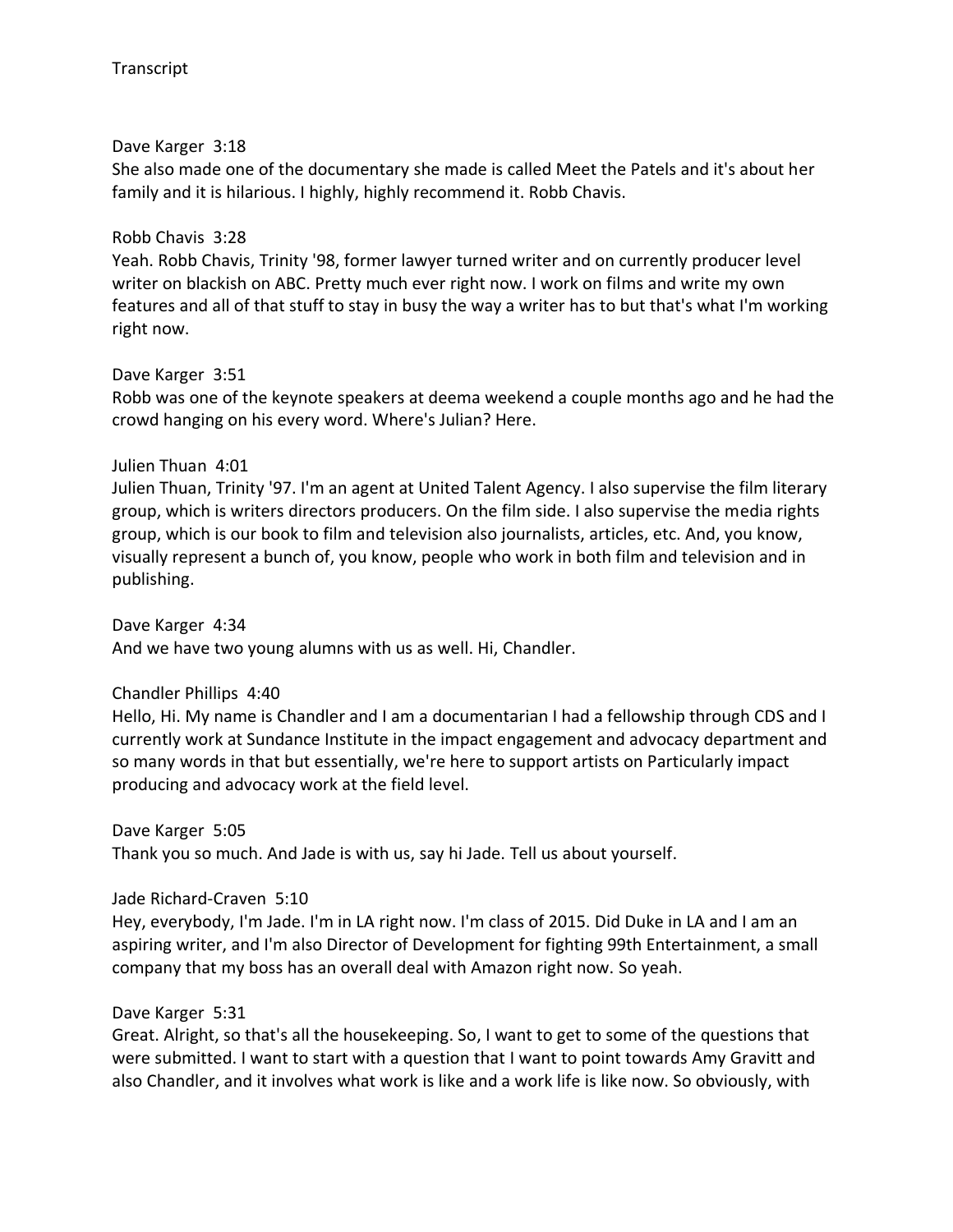Transcript

Dave Karger  3:18
She also made one of the documentary she made is called Meet the Patels and it's about her family and it is hilarious. I highly, highly recommend it. Robb Chavis.

Robb Chavis  3:28
Yeah. Robb Chavis, Trinity '98, former lawyer turned writer and on currently producer level writer on blackish on ABC. Pretty much ever right now. I work on films and write my own features and all of that stuff to stay in busy the way a writer has to but that's what I'm working right now.

Dave Karger  3:51
Robb was one of the keynote speakers at deema weekend a couple months ago and he had the crowd hanging on his every word. Where's Julian? Here.

Julien Thuan  4:01
Julien Thuan, Trinity '97. I'm an agent at United Talent Agency. I also supervise the film literary group, which is writers directors producers. On the film side. I also supervise the media rights group, which is our book to film and television also journalists, articles, etc. And, you know, visually represent a bunch of, you know, people who work in both film and television and in publishing.

Dave Karger  4:34
And we have two young alumns with us as well. Hi, Chandler.

Chandler Phillips  4:40
Hello, Hi. My name is Chandler and I am a documentarian I had a fellowship through CDS and I currently work at Sundance Institute in the impact engagement and advocacy department and so many words in that but essentially, we're here to support artists on Particularly impact producing and advocacy work at the field level.

Dave Karger  5:05
Thank you so much. And Jade is with us, say hi Jade. Tell us about yourself.

Jade Richard-Craven  5:10
Hey, everybody, I'm Jade. I'm in LA right now. I'm class of 2015. Did Duke in LA and I am an aspiring writer, and I'm also Director of Development for fighting 99th Entertainment, a small company that my boss has an overall deal with Amazon right now. So yeah.

Dave Karger  5:31
Great. Alright, so that's all the housekeeping. So, I want to get to some of the questions that were submitted. I want to start with a question that I want to point towards Amy Gravitt and also Chandler, and it involves what work is like and a work life is like now. So obviously, with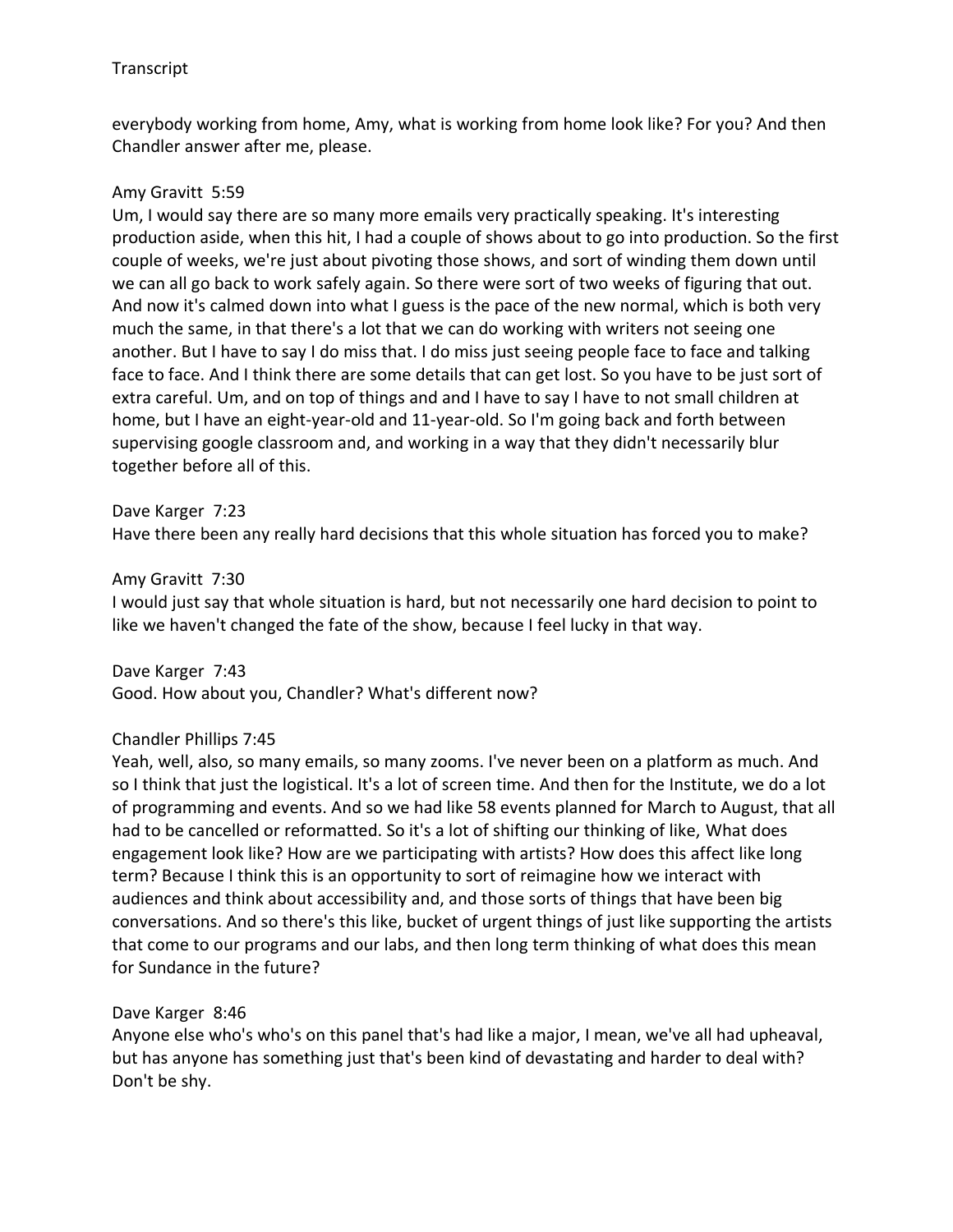everybody working from home, Amy, what is working from home look like? For you? And then Chandler answer after me, please.

Amy Gravitt 5:59
Um, I would say there are so many more emails very practically speaking. It's interesting production aside, when this hit, I had a couple of shows about to go into production. So the first couple of weeks, we're just about pivoting those shows, and sort of winding them down until we can all go back to work safely again. So there were sort of two weeks of figuring that out. And now it's calmed down into what I guess is the pace of the new normal, which is both very much the same, in that there's a lot that we can do working with writers not seeing one another. But I have to say I do miss that. I do miss just seeing people face to face and talking face to face. And I think there are some details that can get lost. So you have to be just sort of extra careful. Um, and on top of things and and I have to say I have to not small children at home, but I have an eight-year-old and 11-year-old. So I'm going back and forth between supervising google classroom and, and working in a way that they didn't necessarily blur together before all of this.

Dave Karger 7:23
Have there been any really hard decisions that this whole situation has forced you to make?

Amy Gravitt 7:30
I would just say that whole situation is hard, but not necessarily one hard decision to point to like we haven't changed the fate of the show, because I feel lucky in that way.

Dave Karger 7:43
Good. How about you, Chandler? What's different now?

Chandler Phillips 7:45
Yeah, well, also, so many emails, so many zooms. I've never been on a platform as much. And so I think that just the logistical. It's a lot of screen time. And then for the Institute, we do a lot of programming and events. And so we had like 58 events planned for March to August, that all had to be cancelled or reformatted. So it's a lot of shifting our thinking of like, What does engagement look like? How are we participating with artists? How does this affect like long term? Because I think this is an opportunity to sort of reimagine how we interact with audiences and think about accessibility and, and those sorts of things that have been big conversations. And so there's this like, bucket of urgent things of just like supporting the artists that come to our programs and our labs, and then long term thinking of what does this mean for Sundance in the future?

Dave Karger 8:46
Anyone else who's who's on this panel that's had like a major, I mean, we've all had upheaval, but has anyone has something just that's been kind of devastating and harder to deal with? Don't be shy.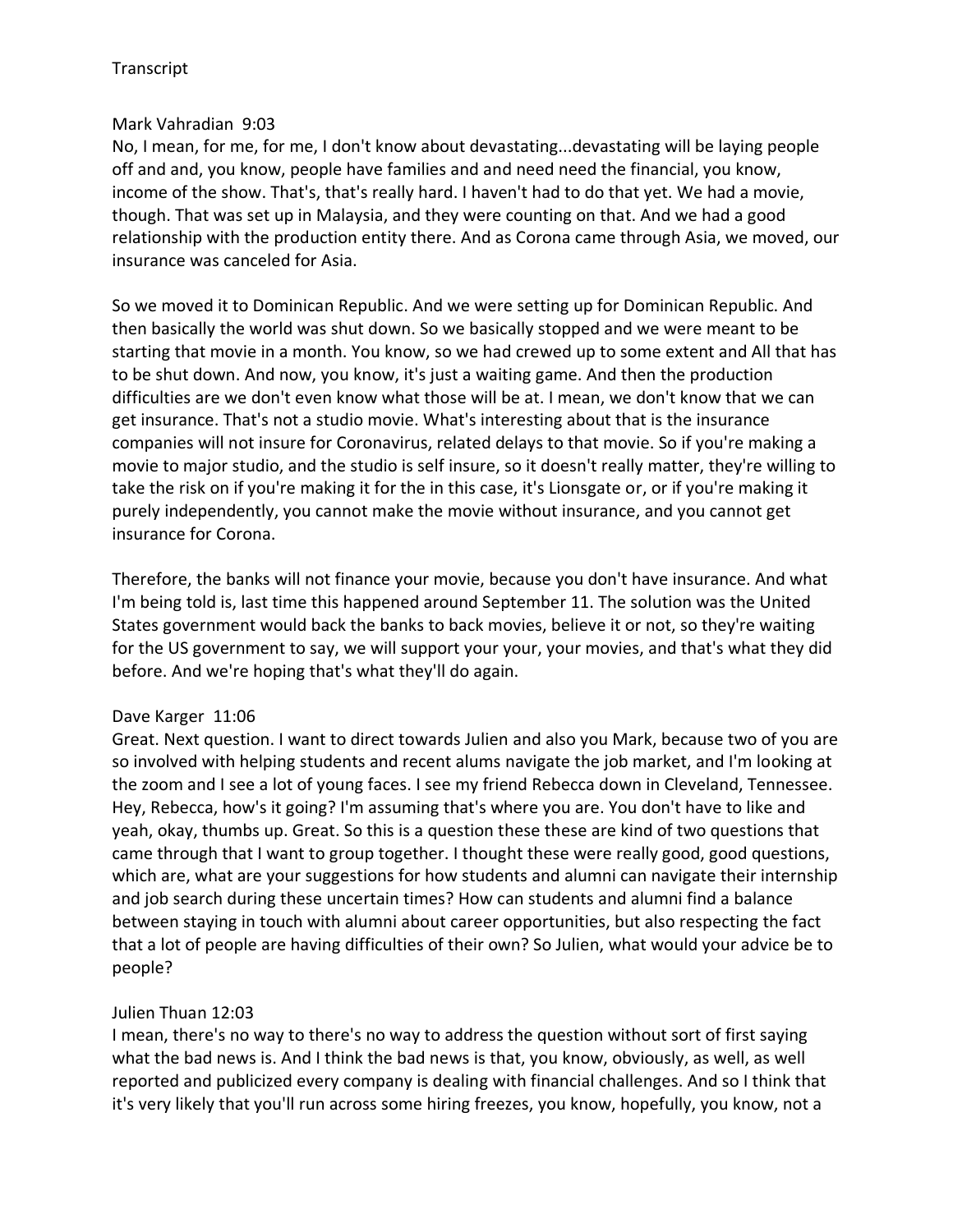Transcript

Mark Vahradian 9:03

No, I mean, for me, for me, I don't know about devastating...devastating will be laying people off and and, you know, people have families and and need need the financial, you know, income of the show. That's, that's really hard. I haven't had to do that yet. We had a movie, though. That was set up in Malaysia, and they were counting on that. And we had a good relationship with the production entity there. And as Corona came through Asia, we moved, our insurance was canceled for Asia.

So we moved it to Dominican Republic. And we were setting up for Dominican Republic. And then basically the world was shut down. So we basically stopped and we were meant to be starting that movie in a month. You know, so we had crewed up to some extent and All that has to be shut down. And now, you know, it's just a waiting game. And then the production difficulties are we don't even know what those will be at. I mean, we don't know that we can get insurance. That's not a studio movie. What's interesting about that is the insurance companies will not insure for Coronavirus, related delays to that movie. So if you're making a movie to major studio, and the studio is self insure, so it doesn't really matter, they're willing to take the risk on if you're making it for the in this case, it's Lionsgate or, or if you're making it purely independently, you cannot make the movie without insurance, and you cannot get insurance for Corona.

Therefore, the banks will not finance your movie, because you don't have insurance. And what I'm being told is, last time this happened around September 11. The solution was the United States government would back the banks to back movies, believe it or not, so they're waiting for the US government to say, we will support your your, your movies, and that's what they did before. And we're hoping that's what they'll do again.

Dave Karger 11:06

Great. Next question. I want to direct towards Julien and also you Mark, because two of you are so involved with helping students and recent alums navigate the job market, and I'm looking at the zoom and I see a lot of young faces. I see my friend Rebecca down in Cleveland, Tennessee. Hey, Rebecca, how's it going? I'm assuming that's where you are. You don't have to like and yeah, okay, thumbs up. Great. So this is a question these these are kind of two questions that came through that I want to group together. I thought these were really good, good questions, which are, what are your suggestions for how students and alumni can navigate their internship and job search during these uncertain times? How can students and alumni find a balance between staying in touch with alumni about career opportunities, but also respecting the fact that a lot of people are having difficulties of their own? So Julien, what would your advice be to people?

Julien Thuan 12:03

I mean, there's no way to there's no way to address the question without sort of first saying what the bad news is. And I think the bad news is that, you know, obviously, as well, as well reported and publicized every company is dealing with financial challenges. And so I think that it's very likely that you'll run across some hiring freezes, you know, hopefully, you know, not a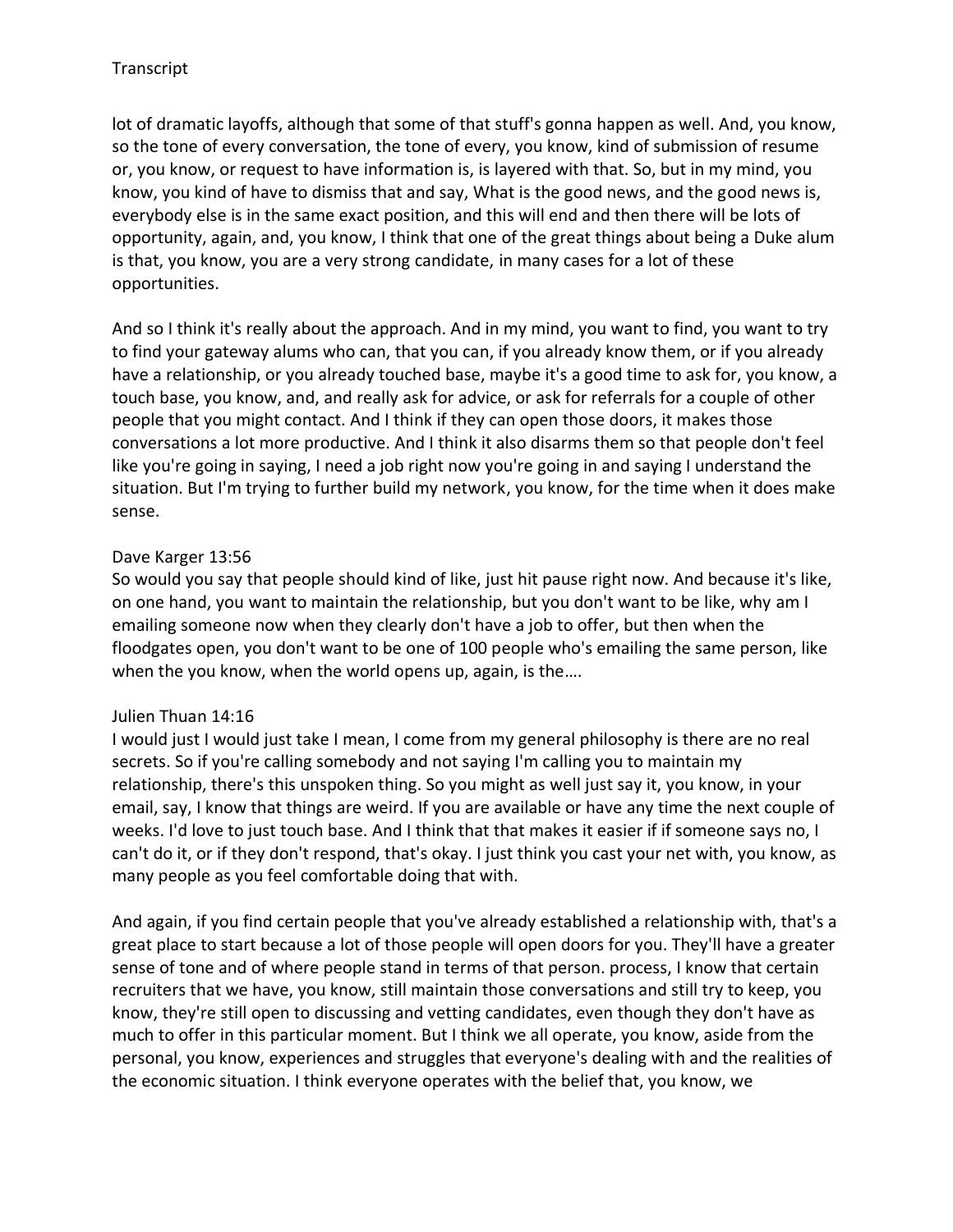lot of dramatic layoffs, although that some of that stuff's gonna happen as well. And, you know, so the tone of every conversation, the tone of every, you know, kind of submission of resume or, you know, or request to have information is, is layered with that. So, but in my mind, you know, you kind of have to dismiss that and say, What is the good news, and the good news is, everybody else is in the same exact position, and this will end and then there will be lots of opportunity, again, and, you know, I think that one of the great things about being a Duke alum is that, you know, you are a very strong candidate, in many cases for a lot of these opportunities.

And so I think it's really about the approach. And in my mind, you want to find, you want to try to find your gateway alums who can, that you can, if you already know them, or if you already have a relationship, or you already touched base, maybe it's a good time to ask for, you know, a touch base, you know, and, and really ask for advice, or ask for referrals for a couple of other people that you might contact. And I think if they can open those doors, it makes those conversations a lot more productive. And I think it also disarms them so that people don't feel like you're going in saying, I need a job right now you're going in and saying I understand the situation. But I'm trying to further build my network, you know, for the time when it does make sense.

Dave Karger 13:56
So would you say that people should kind of like, just hit pause right now. And because it's like, on one hand, you want to maintain the relationship, but you don't want to be like, why am I emailing someone now when they clearly don't have a job to offer, but then when the floodgates open, you don't want to be one of 100 people who's emailing the same person, like when the you know, when the world opens up, again, is the….

Julien Thuan 14:16
I would just I would just take I mean, I come from my general philosophy is there are no real secrets. So if you're calling somebody and not saying I'm calling you to maintain my relationship, there's this unspoken thing. So you might as well just say it, you know, in your email, say, I know that things are weird. If you are available or have any time the next couple of weeks. I'd love to just touch base. And I think that that makes it easier if if someone says no, I can't do it, or if they don't respond, that's okay. I just think you cast your net with, you know, as many people as you feel comfortable doing that with.

And again, if you find certain people that you've already established a relationship with, that's a great place to start because a lot of those people will open doors for you. They'll have a greater sense of tone and of where people stand in terms of that person. process, I know that certain recruiters that we have, you know, still maintain those conversations and still try to keep, you know, they're still open to discussing and vetting candidates, even though they don't have as much to offer in this particular moment. But I think we all operate, you know, aside from the personal, you know, experiences and struggles that everyone's dealing with and the realities of the economic situation. I think everyone operates with the belief that, you know, we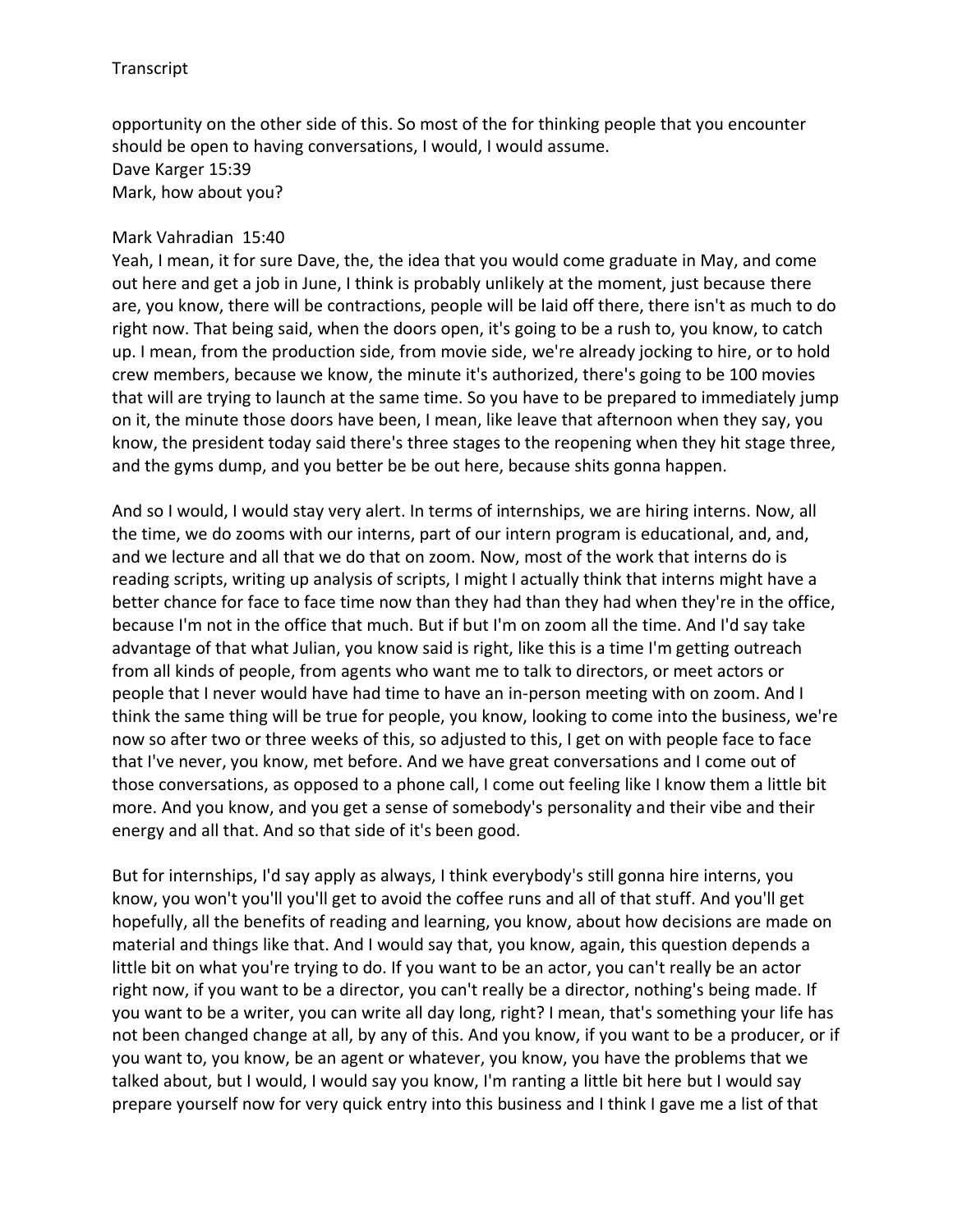opportunity on the other side of this. So most of the for thinking people that you encounter should be open to having conversations, I would, I would assume.
Dave Karger 15:39
Mark, how about you?

Mark Vahradian 15:40
Yeah, I mean, it for sure Dave, the, the idea that you would come graduate in May, and come out here and get a job in June, I think is probably unlikely at the moment, just because there are, you know, there will be contractions, people will be laid off there, there isn't as much to do right now. That being said, when the doors open, it's going to be a rush to, you know, to catch up. I mean, from the production side, from movie side, we're already jocking to hire, or to hold crew members, because we know, the minute it's authorized, there's going to be 100 movies that will are trying to launch at the same time. So you have to be prepared to immediately jump on it, the minute those doors have been, I mean, like leave that afternoon when they say, you know, the president today said there's three stages to the reopening when they hit stage three, and the gyms dump, and you better be be out here, because shits gonna happen.

And so I would, I would stay very alert. In terms of internships, we are hiring interns. Now, all the time, we do zooms with our interns, part of our intern program is educational, and, and, and we lecture and all that we do that on zoom. Now, most of the work that interns do is reading scripts, writing up analysis of scripts, I might I actually think that interns might have a better chance for face to face time now than they had than they had when they're in the office, because I'm not in the office that much. But if but I'm on zoom all the time. And I'd say take advantage of that what Julian, you know said is right, like this is a time I'm getting outreach from all kinds of people, from agents who want me to talk to directors, or meet actors or people that I never would have had time to have an in-person meeting with on zoom. And I think the same thing will be true for people, you know, looking to come into the business, we're now so after two or three weeks of this, so adjusted to this, I get on with people face to face that I've never, you know, met before. And we have great conversations and I come out of those conversations, as opposed to a phone call, I come out feeling like I know them a little bit more. And you know, and you get a sense of somebody's personality and their vibe and their energy and all that. And so that side of it's been good.

But for internships, I'd say apply as always, I think everybody's still gonna hire interns, you know, you won't you'll you'll get to avoid the coffee runs and all of that stuff. And you'll get hopefully, all the benefits of reading and learning, you know, about how decisions are made on material and things like that. And I would say that, you know, again, this question depends a little bit on what you're trying to do. If you want to be an actor, you can't really be an actor right now, if you want to be a director, you can't really be a director, nothing's being made. If you want to be a writer, you can write all day long, right? I mean, that's something your life has not been changed change at all, by any of this. And you know, if you want to be a producer, or if you want to, you know, be an agent or whatever, you know, you have the problems that we talked about, but I would, I would say you know, I'm ranting a little bit here but I would say prepare yourself now for very quick entry into this business and I think I gave me a list of that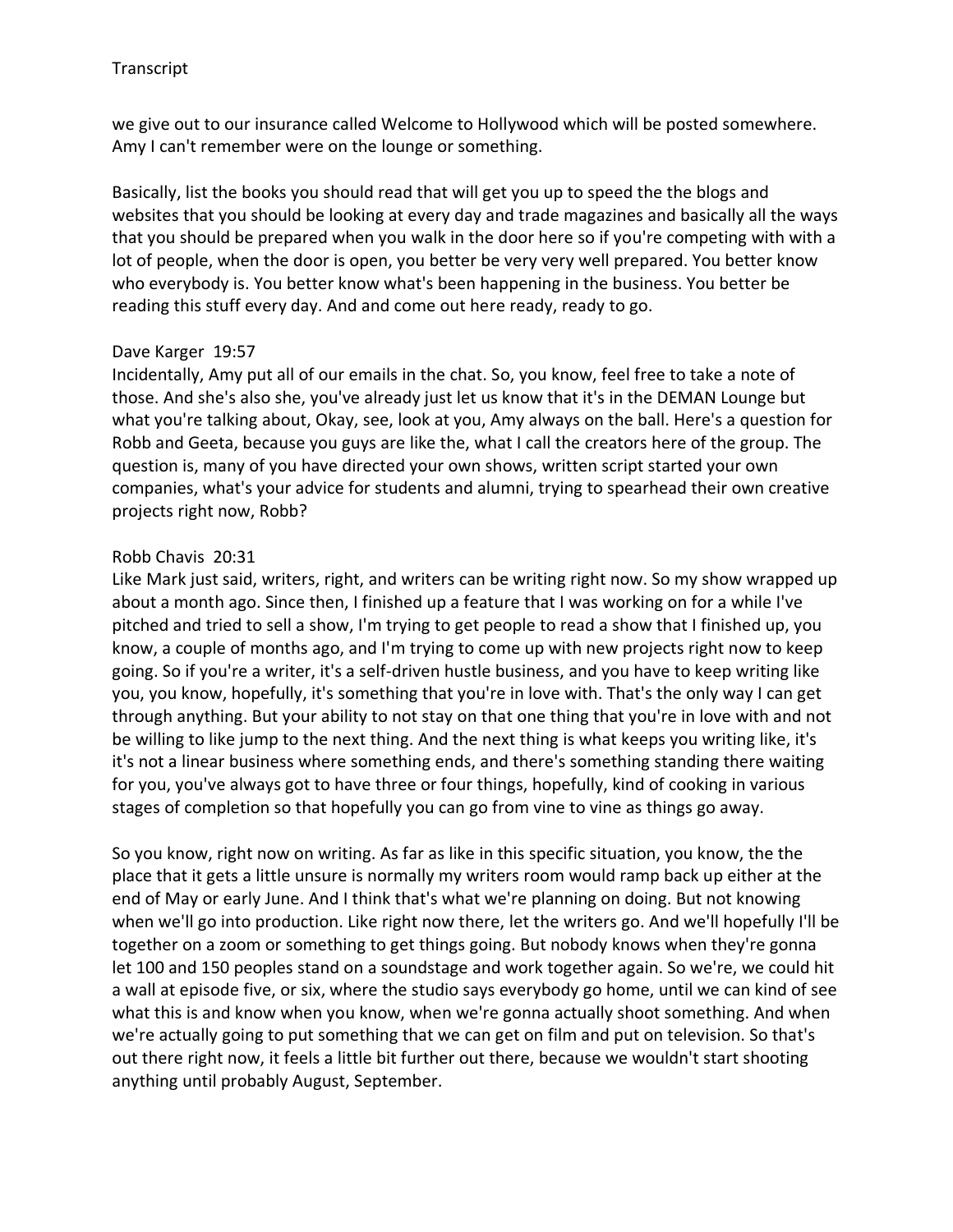we give out to our insurance called Welcome to Hollywood which will be posted somewhere. Amy I can't remember were on the lounge or something.

Basically, list the books you should read that will get you up to speed the the blogs and websites that you should be looking at every day and trade magazines and basically all the ways that you should be prepared when you walk in the door here so if you're competing with with a lot of people, when the door is open, you better be very very well prepared. You better know who everybody is. You better know what's been happening in the business. You better be reading this stuff every day. And and come out here ready, ready to go.

Dave Karger 19:57
Incidentally, Amy put all of our emails in the chat. So, you know, feel free to take a note of those. And she's also she, you've already just let us know that it's in the DEMAN Lounge but what you're talking about, Okay, see, look at you, Amy always on the ball. Here's a question for Robb and Geeta, because you guys are like the, what I call the creators here of the group. The question is, many of you have directed your own shows, written script started your own companies, what's your advice for students and alumni, trying to spearhead their own creative projects right now, Robb?

Robb Chavis 20:31
Like Mark just said, writers, right, and writers can be writing right now. So my show wrapped up about a month ago. Since then, I finished up a feature that I was working on for a while I've pitched and tried to sell a show, I'm trying to get people to read a show that I finished up, you know, a couple of months ago, and I'm trying to come up with new projects right now to keep going. So if you're a writer, it's a self-driven hustle business, and you have to keep writing like you, you know, hopefully, it's something that you're in love with. That's the only way I can get through anything. But your ability to not stay on that one thing that you're in love with and not be willing to like jump to the next thing. And the next thing is what keeps you writing like, it's it's not a linear business where something ends, and there's something standing there waiting for you, you've always got to have three or four things, hopefully, kind of cooking in various stages of completion so that hopefully you can go from vine to vine as things go away.

So you know, right now on writing. As far as like in this specific situation, you know, the the place that it gets a little unsure is normally my writers room would ramp back up either at the end of May or early June. And I think that's what we're planning on doing. But not knowing when we'll go into production. Like right now there, let the writers go. And we'll hopefully I'll be together on a zoom or something to get things going. But nobody knows when they're gonna let 100 and 150 peoples stand on a soundstage and work together again. So we're, we could hit a wall at episode five, or six, where the studio says everybody go home, until we can kind of see what this is and know when you know, when we're gonna actually shoot something. And when we're actually going to put something that we can get on film and put on television. So that's out there right now, it feels a little bit further out there, because we wouldn't start shooting anything until probably August, September.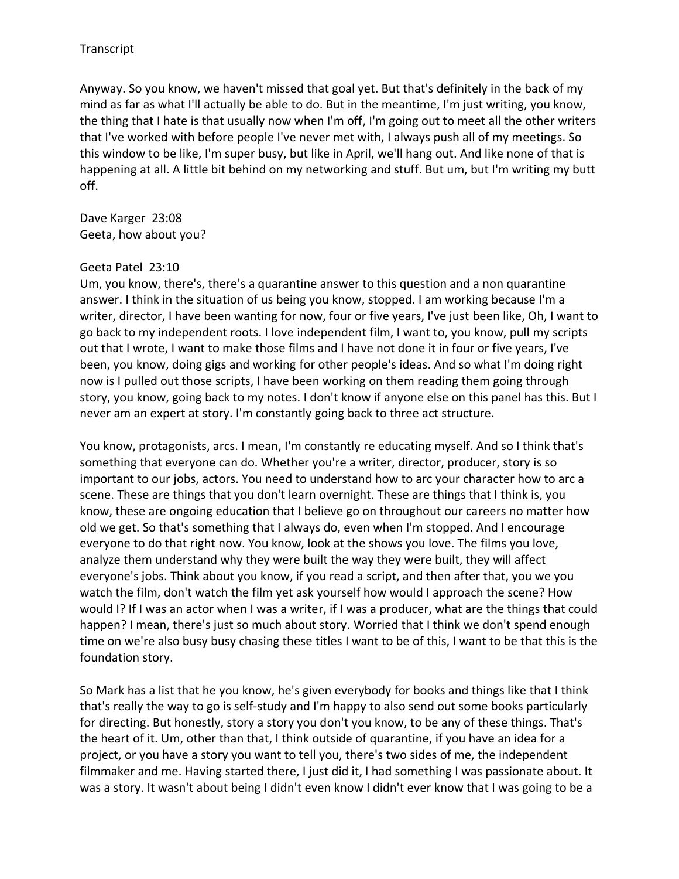Transcript

Anyway. So you know, we haven't missed that goal yet. But that's definitely in the back of my mind as far as what I'll actually be able to do. But in the meantime, I'm just writing, you know, the thing that I hate is that usually now when I'm off, I'm going out to meet all the other writers that I've worked with before people I've never met with, I always push all of my meetings. So this window to be like, I'm super busy, but like in April, we'll hang out. And like none of that is happening at all. A little bit behind on my networking and stuff. But um, but I'm writing my butt off.

Dave Karger 23:08
Geeta, how about you?

Geeta Patel 23:10
Um, you know, there's, there's a quarantine answer to this question and a non quarantine answer. I think in the situation of us being you know, stopped. I am working because I'm a writer, director, I have been wanting for now, four or five years, I've just been like, Oh, I want to go back to my independent roots. I love independent film, I want to, you know, pull my scripts out that I wrote, I want to make those films and I have not done it in four or five years, I've been, you know, doing gigs and working for other people's ideas. And so what I'm doing right now is I pulled out those scripts, I have been working on them reading them going through story, you know, going back to my notes. I don't know if anyone else on this panel has this. But I never am an expert at story. I'm constantly going back to three act structure.

You know, protagonists, arcs. I mean, I'm constantly re educating myself. And so I think that's something that everyone can do. Whether you're a writer, director, producer, story is so important to our jobs, actors. You need to understand how to arc your character how to arc a scene. These are things that you don't learn overnight. These are things that I think is, you know, these are ongoing education that I believe go on throughout our careers no matter how old we get. So that's something that I always do, even when I'm stopped. And I encourage everyone to do that right now. You know, look at the shows you love. The films you love, analyze them understand why they were built the way they were built, they will affect everyone's jobs. Think about you know, if you read a script, and then after that, you we you watch the film, don't watch the film yet ask yourself how would I approach the scene? How would I? If I was an actor when I was a writer, if I was a producer, what are the things that could happen? I mean, there's just so much about story. Worried that I think we don't spend enough time on we're also busy busy chasing these titles I want to be of this, I want to be that this is the foundation story.

So Mark has a list that he you know, he's given everybody for books and things like that I think that's really the way to go is self-study and I'm happy to also send out some books particularly for directing. But honestly, story a story you don't you know, to be any of these things. That's the heart of it. Um, other than that, I think outside of quarantine, if you have an idea for a project, or you have a story you want to tell you, there's two sides of me, the independent filmmaker and me. Having started there, I just did it, I had something I was passionate about. It was a story. It wasn't about being I didn't even know I didn't ever know that I was going to be a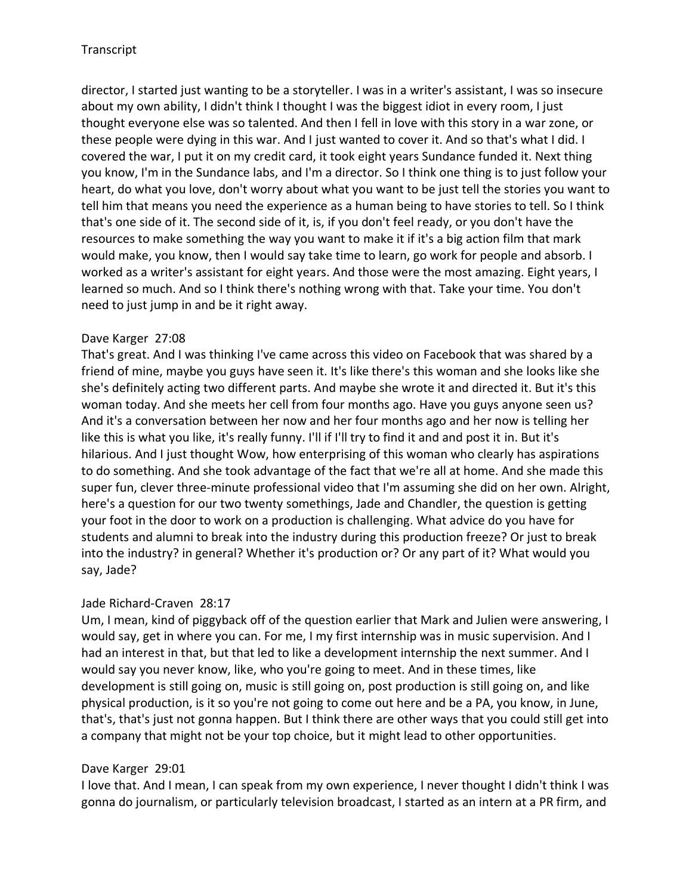director, I started just wanting to be a storyteller. I was in a writer's assistant, I was so insecure about my own ability, I didn't think I thought I was the biggest idiot in every room, I just thought everyone else was so talented. And then I fell in love with this story in a war zone, or these people were dying in this war. And I just wanted to cover it. And so that's what I did. I covered the war, I put it on my credit card, it took eight years Sundance funded it. Next thing you know, I'm in the Sundance labs, and I'm a director. So I think one thing is to just follow your heart, do what you love, don't worry about what you want to be just tell the stories you want to tell him that means you need the experience as a human being to have stories to tell. So I think that's one side of it. The second side of it, is, if you don't feel ready, or you don't have the resources to make something the way you want to make it if it's a big action film that mark would make, you know, then I would say take time to learn, go work for people and absorb. I worked as a writer's assistant for eight years. And those were the most amazing. Eight years, I learned so much. And so I think there's nothing wrong with that. Take your time. You don't need to just jump in and be it right away.

Dave Karger 27:08
That's great. And I was thinking I've came across this video on Facebook that was shared by a friend of mine, maybe you guys have seen it. It's like there's this woman and she looks like she she's definitely acting two different parts. And maybe she wrote it and directed it. But it's this woman today. And she meets her cell from four months ago. Have you guys anyone seen us? And it's a conversation between her now and her four months ago and her now is telling her like this is what you like, it's really funny. I'll if I'll try to find it and and post it in. But it's hilarious. And I just thought Wow, how enterprising of this woman who clearly has aspirations to do something. And she took advantage of the fact that we're all at home. And she made this super fun, clever three-minute professional video that I'm assuming she did on her own. Alright, here's a question for our two twenty somethings, Jade and Chandler, the question is getting your foot in the door to work on a production is challenging. What advice do you have for students and alumni to break into the industry during this production freeze? Or just to break into the industry? in general? Whether it's production or? Or any part of it? What would you say, Jade?

Jade Richard-Craven 28:17
Um, I mean, kind of piggyback off of the question earlier that Mark and Julien were answering, I would say, get in where you can. For me, I my first internship was in music supervision. And I had an interest in that, but that led to like a development internship the next summer. And I would say you never know, like, who you're going to meet. And in these times, like development is still going on, music is still going on, post production is still going on, and like physical production, is it so you're not going to come out here and be a PA, you know, in June, that's, that's just not gonna happen. But I think there are other ways that you could still get into a company that might not be your top choice, but it might lead to other opportunities.

Dave Karger 29:01
I love that. And I mean, I can speak from my own experience, I never thought I didn't think I was gonna do journalism, or particularly television broadcast, I started as an intern at a PR firm, and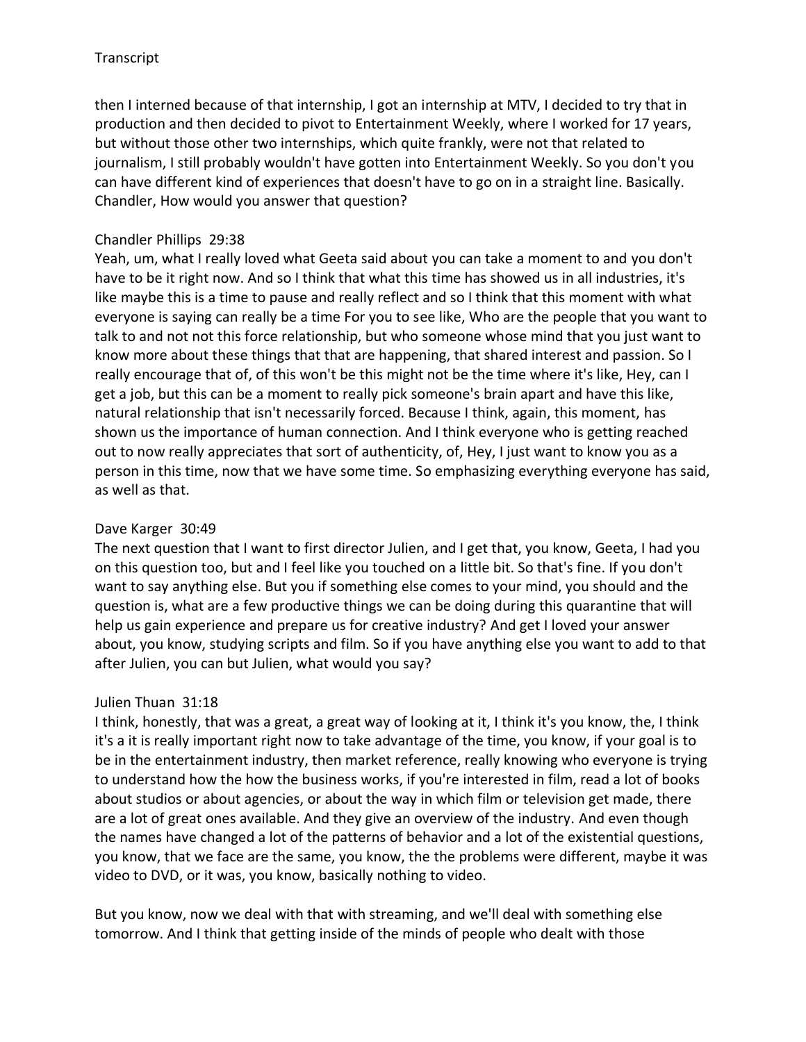then I interned because of that internship, I got an internship at MTV, I decided to try that in production and then decided to pivot to Entertainment Weekly, where I worked for 17 years, but without those other two internships, which quite frankly, were not that related to journalism, I still probably wouldn't have gotten into Entertainment Weekly. So you don't you can have different kind of experiences that doesn't have to go on in a straight line. Basically. Chandler, How would you answer that question?

Chandler Phillips 29:38
Yeah, um, what I really loved what Geeta said about you can take a moment to and you don't have to be it right now. And so I think that what this time has showed us in all industries, it's like maybe this is a time to pause and really reflect and so I think that this moment with what everyone is saying can really be a time For you to see like, Who are the people that you want to talk to and not not this force relationship, but who someone whose mind that you just want to know more about these things that that are happening, that shared interest and passion. So I really encourage that of, of this won't be this might not be the time where it's like, Hey, can I get a job, but this can be a moment to really pick someone's brain apart and have this like, natural relationship that isn't necessarily forced. Because I think, again, this moment, has shown us the importance of human connection. And I think everyone who is getting reached out to now really appreciates that sort of authenticity, of, Hey, I just want to know you as a person in this time, now that we have some time. So emphasizing everything everyone has said, as well as that.

Dave Karger 30:49
The next question that I want to first director Julien, and I get that, you know, Geeta, I had you on this question too, but and I feel like you touched on a little bit. So that's fine. If you don't want to say anything else. But you if something else comes to your mind, you should and the question is, what are a few productive things we can be doing during this quarantine that will help us gain experience and prepare us for creative industry? And get I loved your answer about, you know, studying scripts and film. So if you have anything else you want to add to that after Julien, you can but Julien, what would you say?

Julien Thuan 31:18
I think, honestly, that was a great, a great way of looking at it, I think it's you know, the, I think it's a it is really important right now to take advantage of the time, you know, if your goal is to be in the entertainment industry, then market reference, really knowing who everyone is trying to understand how the how the business works, if you're interested in film, read a lot of books about studios or about agencies, or about the way in which film or television get made, there are a lot of great ones available. And they give an overview of the industry. And even though the names have changed a lot of the patterns of behavior and a lot of the existential questions, you know, that we face are the same, you know, the the problems were different, maybe it was video to DVD, or it was, you know, basically nothing to video.

But you know, now we deal with that with streaming, and we'll deal with something else tomorrow. And I think that getting inside of the minds of people who dealt with those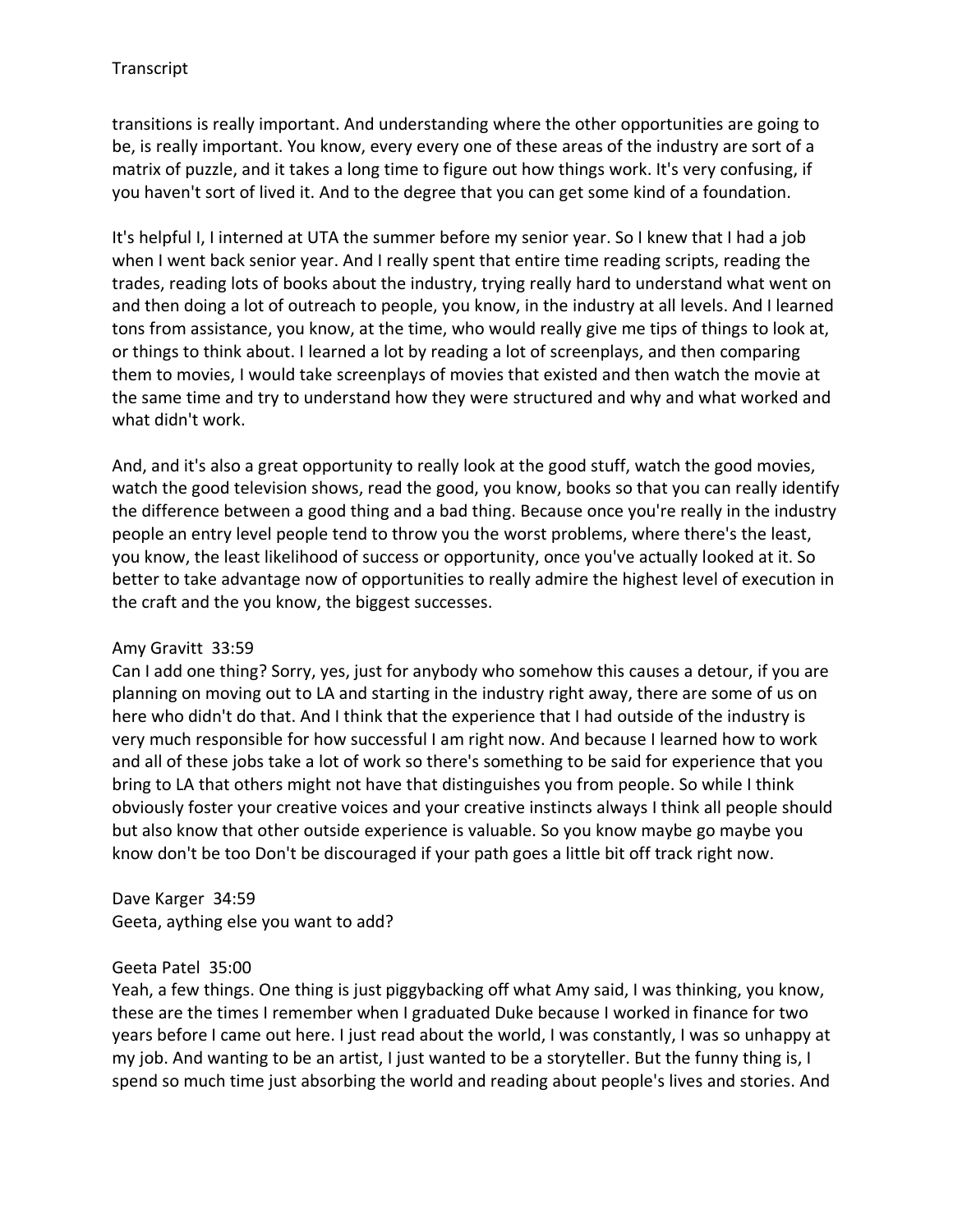transitions is really important. And understanding where the other opportunities are going to be, is really important. You know, every every one of these areas of the industry are sort of a matrix of puzzle, and it takes a long time to figure out how things work. It's very confusing, if you haven't sort of lived it. And to the degree that you can get some kind of a foundation.

It's helpful I, I interned at UTA the summer before my senior year. So I knew that I had a job when I went back senior year. And I really spent that entire time reading scripts, reading the trades, reading lots of books about the industry, trying really hard to understand what went on and then doing a lot of outreach to people, you know, in the industry at all levels. And I learned tons from assistance, you know, at the time, who would really give me tips of things to look at, or things to think about. I learned a lot by reading a lot of screenplays, and then comparing them to movies, I would take screenplays of movies that existed and then watch the movie at the same time and try to understand how they were structured and why and what worked and what didn't work.

And, and it's also a great opportunity to really look at the good stuff, watch the good movies, watch the good television shows, read the good, you know, books so that you can really identify the difference between a good thing and a bad thing. Because once you're really in the industry people an entry level people tend to throw you the worst problems, where there's the least, you know, the least likelihood of success or opportunity, once you've actually looked at it. So better to take advantage now of opportunities to really admire the highest level of execution in the craft and the you know, the biggest successes.

Amy Gravitt 33:59
Can I add one thing? Sorry, yes, just for anybody who somehow this causes a detour, if you are planning on moving out to LA and starting in the industry right away, there are some of us on here who didn't do that. And I think that the experience that I had outside of the industry is very much responsible for how successful I am right now. And because I learned how to work and all of these jobs take a lot of work so there's something to be said for experience that you bring to LA that others might not have that distinguishes you from people. So while I think obviously foster your creative voices and your creative instincts always I think all people should but also know that other outside experience is valuable. So you know maybe go maybe you know don't be too Don't be discouraged if your path goes a little bit off track right now.

Dave Karger 34:59
Geeta, aything else you want to add?

Geeta Patel 35:00
Yeah, a few things. One thing is just piggybacking off what Amy said, I was thinking, you know, these are the times I remember when I graduated Duke because I worked in finance for two years before I came out here. I just read about the world, I was constantly, I was so unhappy at my job. And wanting to be an artist, I just wanted to be a storyteller. But the funny thing is, I spend so much time just absorbing the world and reading about people's lives and stories. And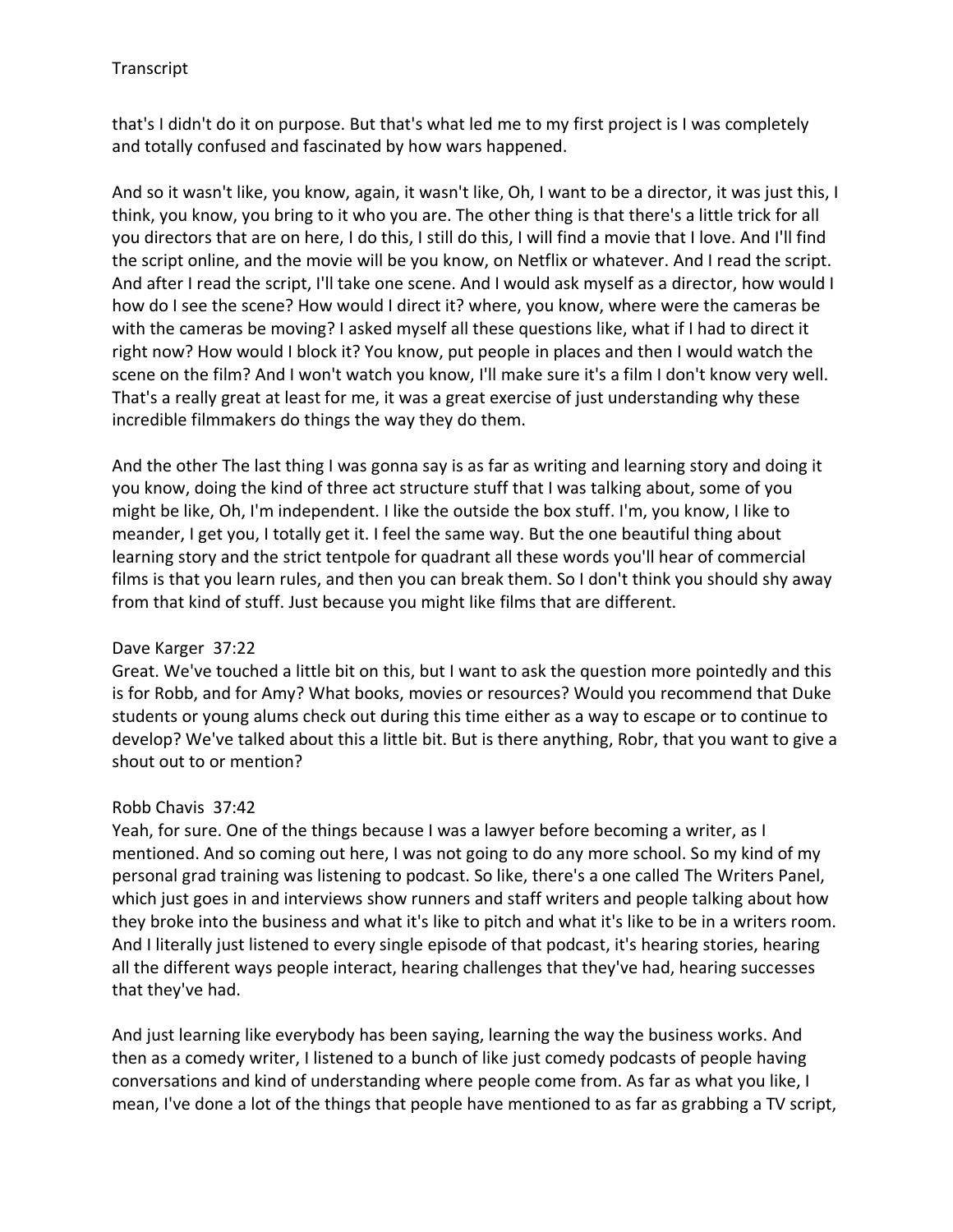that's I didn't do it on purpose. But that's what led me to my first project is I was completely and totally confused and fascinated by how wars happened.

And so it wasn't like, you know, again, it wasn't like, Oh, I want to be a director, it was just this, I think, you know, you bring to it who you are. The other thing is that there's a little trick for all you directors that are on here, I do this, I still do this, I will find a movie that I love. And I'll find the script online, and the movie will be you know, on Netflix or whatever. And I read the script. And after I read the script, I'll take one scene. And I would ask myself as a director, how would I how do I see the scene? How would I direct it? where, you know, where were the cameras be with the cameras be moving? I asked myself all these questions like, what if I had to direct it right now? How would I block it? You know, put people in places and then I would watch the scene on the film? And I won't watch you know, I'll make sure it's a film I don't know very well. That's a really great at least for me, it was a great exercise of just understanding why these incredible filmmakers do things the way they do them.

And the other The last thing I was gonna say is as far as writing and learning story and doing it you know, doing the kind of three act structure stuff that I was talking about, some of you might be like, Oh, I'm independent. I like the outside the box stuff. I'm, you know, I like to meander, I get you, I totally get it. I feel the same way. But the one beautiful thing about learning story and the strict tentpole for quadrant all these words you'll hear of commercial films is that you learn rules, and then you can break them. So I don't think you should shy away from that kind of stuff. Just because you might like films that are different.

Dave Karger 37:22
Great. We've touched a little bit on this, but I want to ask the question more pointedly and this is for Robb, and for Amy? What books, movies or resources? Would you recommend that Duke students or young alums check out during this time either as a way to escape or to continue to develop? We've talked about this a little bit. But is there anything, Robr, that you want to give a shout out to or mention?

Robb Chavis 37:42
Yeah, for sure. One of the things because I was a lawyer before becoming a writer, as I mentioned. And so coming out here, I was not going to do any more school. So my kind of my personal grad training was listening to podcast. So like, there's a one called The Writers Panel, which just goes in and interviews show runners and staff writers and people talking about how they broke into the business and what it's like to pitch and what it's like to be in a writers room. And I literally just listened to every single episode of that podcast, it's hearing stories, hearing all the different ways people interact, hearing challenges that they've had, hearing successes that they've had.

And just learning like everybody has been saying, learning the way the business works. And then as a comedy writer, I listened to a bunch of like just comedy podcasts of people having conversations and kind of understanding where people come from. As far as what you like, I mean, I've done a lot of the things that people have mentioned to as far as grabbing a TV script,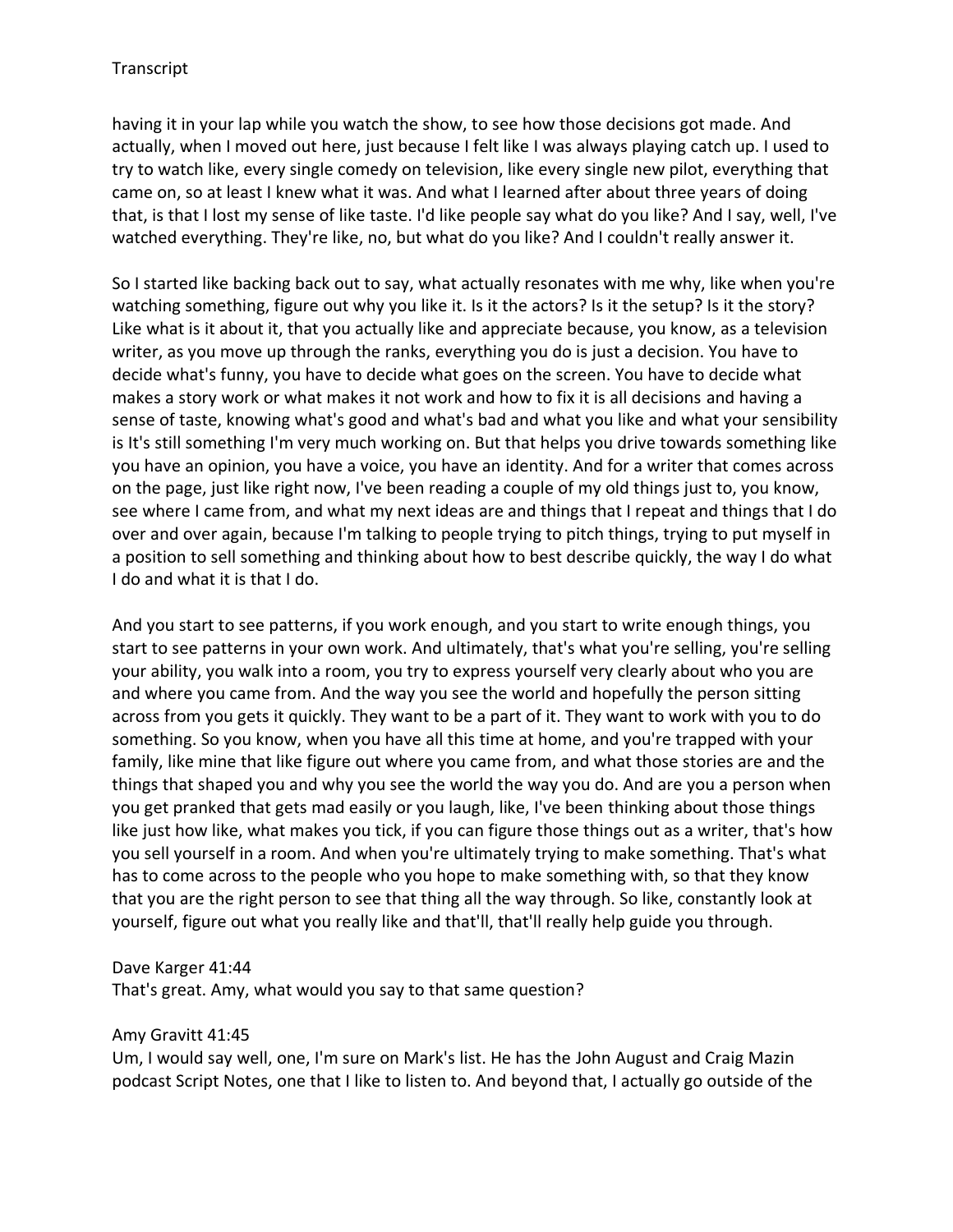having it in your lap while you watch the show, to see how those decisions got made. And actually, when I moved out here, just because I felt like I was always playing catch up. I used to try to watch like, every single comedy on television, like every single new pilot, everything that came on, so at least I knew what it was. And what I learned after about three years of doing that, is that I lost my sense of like taste. I'd like people say what do you like? And I say, well, I've watched everything. They're like, no, but what do you like? And I couldn't really answer it.

So I started like backing back out to say, what actually resonates with me why, like when you're watching something, figure out why you like it. Is it the actors? Is it the setup? Is it the story? Like what is it about it, that you actually like and appreciate because, you know, as a television writer, as you move up through the ranks, everything you do is just a decision. You have to decide what's funny, you have to decide what goes on the screen. You have to decide what makes a story work or what makes it not work and how to fix it is all decisions and having a sense of taste, knowing what's good and what's bad and what you like and what your sensibility is It's still something I'm very much working on. But that helps you drive towards something like you have an opinion, you have a voice, you have an identity. And for a writer that comes across on the page, just like right now, I've been reading a couple of my old things just to, you know, see where I came from, and what my next ideas are and things that I repeat and things that I do over and over again, because I'm talking to people trying to pitch things, trying to put myself in a position to sell something and thinking about how to best describe quickly, the way I do what I do and what it is that I do.

And you start to see patterns, if you work enough, and you start to write enough things, you start to see patterns in your own work. And ultimately, that's what you're selling, you're selling your ability, you walk into a room, you try to express yourself very clearly about who you are and where you came from. And the way you see the world and hopefully the person sitting across from you gets it quickly. They want to be a part of it. They want to work with you to do something. So you know, when you have all this time at home, and you're trapped with your family, like mine that like figure out where you came from, and what those stories are and the things that shaped you and why you see the world the way you do. And are you a person when you get pranked that gets mad easily or you laugh, like, I've been thinking about those things like just how like, what makes you tick, if you can figure those things out as a writer, that's how you sell yourself in a room. And when you're ultimately trying to make something. That's what has to come across to the people who you hope to make something with, so that they know that you are the right person to see that thing all the way through. So like, constantly look at yourself, figure out what you really like and that'll, that'll really help guide you through.

Dave Karger 41:44
That's great. Amy, what would you say to that same question?

Amy Gravitt 41:45
Um, I would say well, one, I'm sure on Mark's list. He has the John August and Craig Mazin podcast Script Notes, one that I like to listen to. And beyond that, I actually go outside of the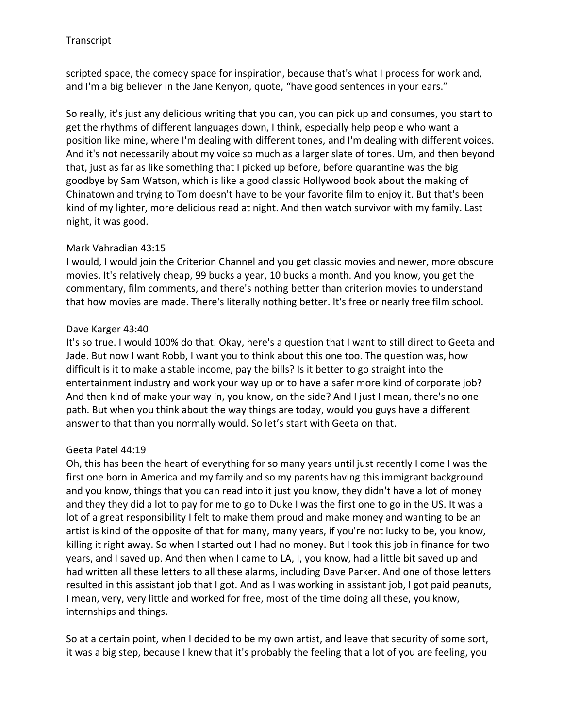scripted space, the comedy space for inspiration, because that's what I process for work and, and I'm a big believer in the Jane Kenyon, quote, "have good sentences in your ears."

So really, it's just any delicious writing that you can, you can pick up and consumes, you start to get the rhythms of different languages down, I think, especially help people who want a position like mine, where I'm dealing with different tones, and I'm dealing with different voices. And it's not necessarily about my voice so much as a larger slate of tones. Um, and then beyond that, just as far as like something that I picked up before, before quarantine was the big goodbye by Sam Watson, which is like a good classic Hollywood book about the making of Chinatown and trying to Tom doesn't have to be your favorite film to enjoy it. But that's been kind of my lighter, more delicious read at night. And then watch survivor with my family. Last night, it was good.

Mark Vahradian 43:15
I would, I would join the Criterion Channel and you get classic movies and newer, more obscure movies. It's relatively cheap, 99 bucks a year, 10 bucks a month. And you know, you get the commentary, film comments, and there's nothing better than criterion movies to understand that how movies are made. There's literally nothing better. It's free or nearly free film school.

Dave Karger 43:40
It's so true. I would 100% do that. Okay, here's a question that I want to still direct to Geeta and Jade. But now I want Robb, I want you to think about this one too. The question was, how difficult is it to make a stable income, pay the bills? Is it better to go straight into the entertainment industry and work your way up or to have a safer more kind of corporate job? And then kind of make your way in, you know, on the side? And I just I mean, there's no one path. But when you think about the way things are today, would you guys have a different answer to that than you normally would. So let's start with Geeta on that.

Geeta Patel 44:19
Oh, this has been the heart of everything for so many years until just recently I come I was the first one born in America and my family and so my parents having this immigrant background and you know, things that you can read into it just you know, they didn't have a lot of money and they they did a lot to pay for me to go to Duke I was the first one to go in the US. It was a lot of a great responsibility I felt to make them proud and make money and wanting to be an artist is kind of the opposite of that for many, many years, if you're not lucky to be, you know, killing it right away. So when I started out I had no money. But I took this job in finance for two years, and I saved up. And then when I came to LA, I, you know, had a little bit saved up and had written all these letters to all these alarms, including Dave Parker. And one of those letters resulted in this assistant job that I got. And as I was working in assistant job, I got paid peanuts, I mean, very, very little and worked for free, most of the time doing all these, you know, internships and things.

So at a certain point, when I decided to be my own artist, and leave that security of some sort, it was a big step, because I knew that it's probably the feeling that a lot of you are feeling, you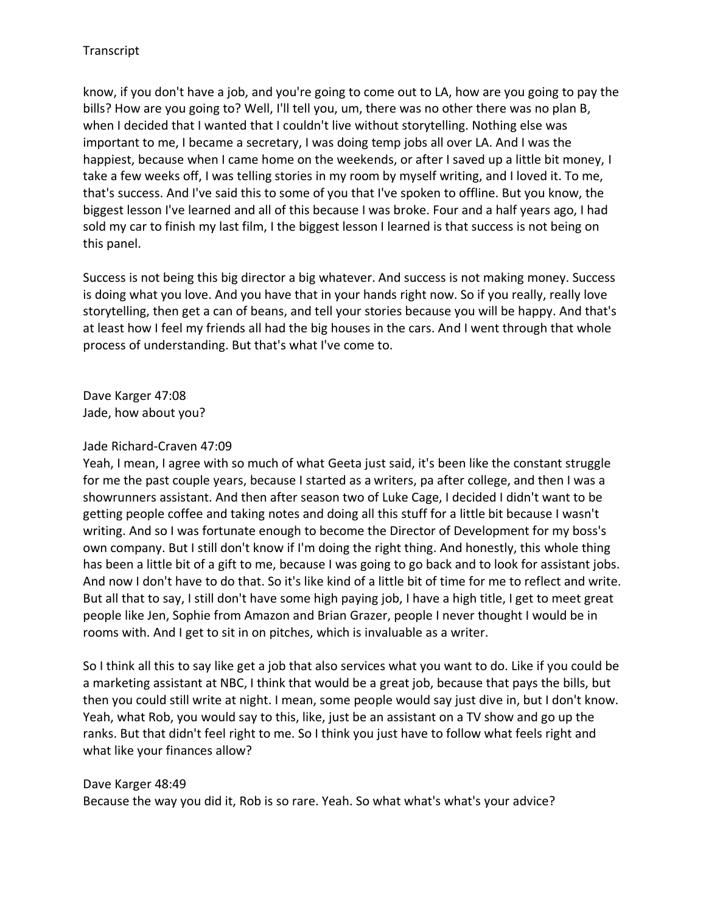know, if you don't have a job, and you're going to come out to LA, how are you going to pay the bills? How are you going to? Well, I'll tell you, um, there was no other there was no plan B, when I decided that I wanted that I couldn't live without storytelling. Nothing else was important to me, I became a secretary, I was doing temp jobs all over LA. And I was the happiest, because when I came home on the weekends, or after I saved up a little bit money, I take a few weeks off, I was telling stories in my room by myself writing, and I loved it. To me, that's success. And I've said this to some of you that I've spoken to offline. But you know, the biggest lesson I've learned and all of this because I was broke. Four and a half years ago, I had sold my car to finish my last film, I the biggest lesson I learned is that success is not being on this panel.

Success is not being this big director a big whatever. And success is not making money. Success is doing what you love. And you have that in your hands right now. So if you really, really love storytelling, then get a can of beans, and tell your stories because you will be happy. And that's at least how I feel my friends all had the big houses in the cars. And I went through that whole process of understanding. But that's what I've come to.

Dave Karger 47:08
Jade, how about you?

Jade Richard-Craven 47:09
Yeah, I mean, I agree with so much of what Geeta just said, it's been like the constant struggle for me the past couple years, because I started as a writers, pa after college, and then I was a showrunners assistant. And then after season two of Luke Cage, I decided I didn't want to be getting people coffee and taking notes and doing all this stuff for a little bit because I wasn't writing. And so I was fortunate enough to become the Director of Development for my boss's own company. But I still don't know if I'm doing the right thing. And honestly, this whole thing has been a little bit of a gift to me, because I was going to go back and to look for assistant jobs. And now I don't have to do that. So it's like kind of a little bit of time for me to reflect and write. But all that to say, I still don't have some high paying job, I have a high title, I get to meet great people like Jen, Sophie from Amazon and Brian Grazer, people I never thought I would be in rooms with. And I get to sit in on pitches, which is invaluable as a writer.

So I think all this to say like get a job that also services what you want to do. Like if you could be a marketing assistant at NBC, I think that would be a great job, because that pays the bills, but then you could still write at night. I mean, some people would say just dive in, but I don't know. Yeah, what Rob, you would say to this, like, just be an assistant on a TV show and go up the ranks. But that didn't feel right to me. So I think you just have to follow what feels right and what like your finances allow?

Dave Karger 48:49
Because the way you did it, Rob is so rare. Yeah. So what what's what's your advice?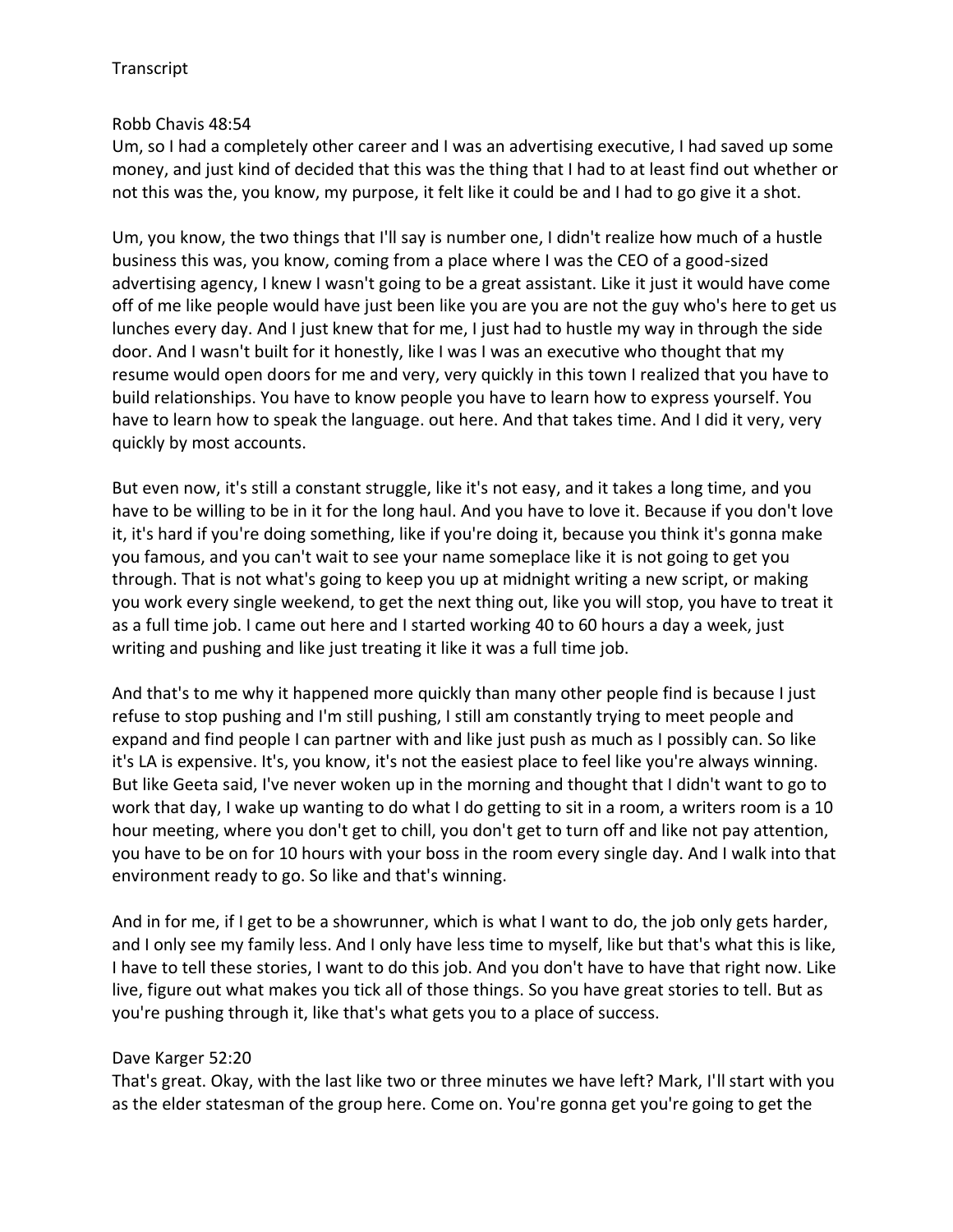Transcript

Robb Chavis 48:54
Um, so I had a completely other career and I was an advertising executive, I had saved up some money, and just kind of decided that this was the thing that I had to at least find out whether or not this was the, you know, my purpose, it felt like it could be and I had to go give it a shot.

Um, you know, the two things that I'll say is number one, I didn't realize how much of a hustle business this was, you know, coming from a place where I was the CEO of a good-sized advertising agency, I knew I wasn't going to be a great assistant. Like it just it would have come off of me like people would have just been like you are you are not the guy who's here to get us lunches every day. And I just knew that for me, I just had to hustle my way in through the side door. And I wasn't built for it honestly, like I was I was an executive who thought that my resume would open doors for me and very, very quickly in this town I realized that you have to build relationships. You have to know people you have to learn how to express yourself. You have to learn how to speak the language. out here. And that takes time. And I did it very, very quickly by most accounts.

But even now, it's still a constant struggle, like it's not easy, and it takes a long time, and you have to be willing to be in it for the long haul. And you have to love it. Because if you don't love it, it's hard if you're doing something, like if you're doing it, because you think it's gonna make you famous, and you can't wait to see your name someplace like it is not going to get you through. That is not what's going to keep you up at midnight writing a new script, or making you work every single weekend, to get the next thing out, like you will stop, you have to treat it as a full time job. I came out here and I started working 40 to 60 hours a day a week, just writing and pushing and like just treating it like it was a full time job.

And that's to me why it happened more quickly than many other people find is because I just refuse to stop pushing and I'm still pushing, I still am constantly trying to meet people and expand and find people I can partner with and like just push as much as I possibly can. So like it's LA is expensive. It's, you know, it's not the easiest place to feel like you're always winning. But like Geeta said, I've never woken up in the morning and thought that I didn't want to go to work that day, I wake up wanting to do what I do getting to sit in a room, a writers room is a 10 hour meeting, where you don't get to chill, you don't get to turn off and like not pay attention, you have to be on for 10 hours with your boss in the room every single day. And I walk into that environment ready to go. So like and that's winning.

And in for me, if I get to be a showrunner, which is what I want to do, the job only gets harder, and I only see my family less. And I only have less time to myself, like but that's what this is like, I have to tell these stories, I want to do this job. And you don't have to have that right now. Like live, figure out what makes you tick all of those things. So you have great stories to tell. But as you're pushing through it, like that's what gets you to a place of success.

Dave Karger 52:20
That's great. Okay, with the last like two or three minutes we have left? Mark, I'll start with you as the elder statesman of the group here. Come on. You're gonna get you're going to get the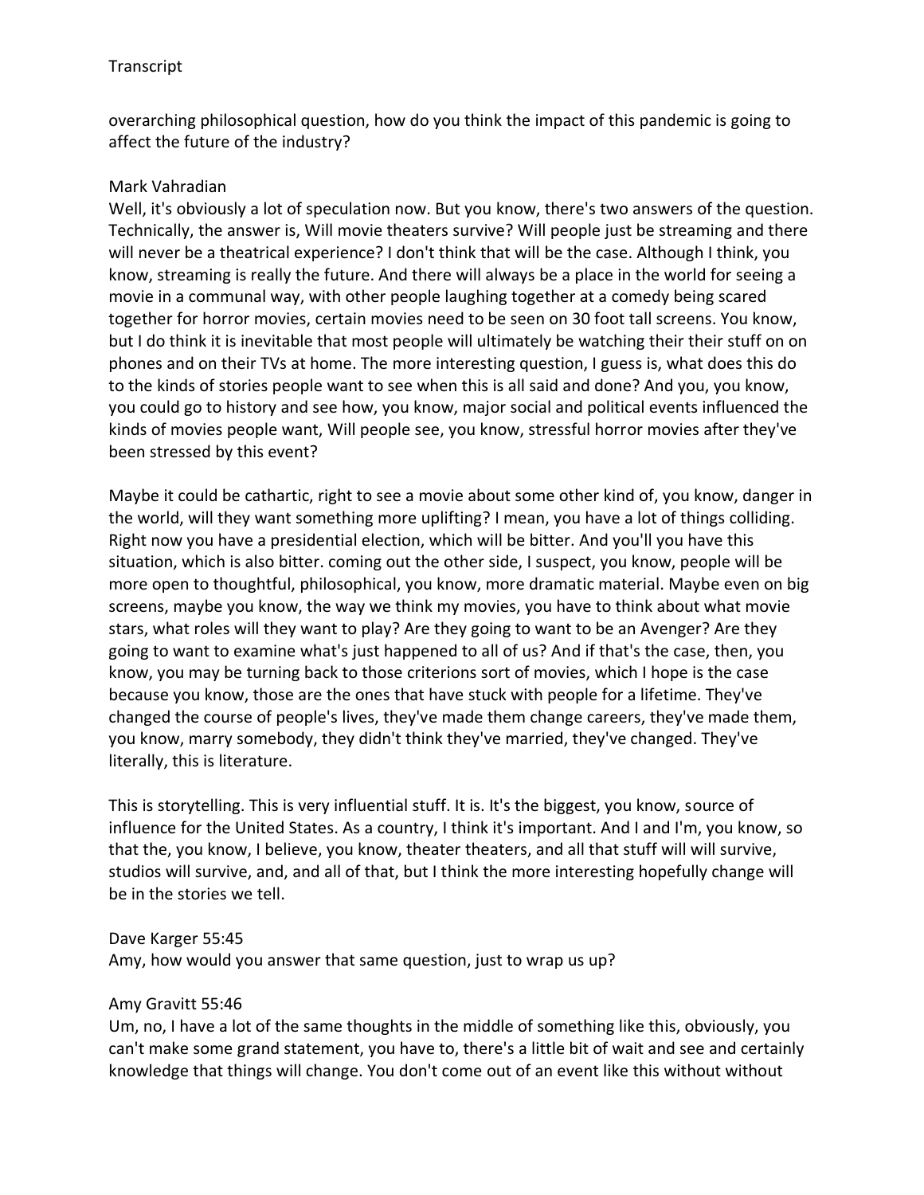overarching philosophical question, how do you think the impact of this pandemic is going to affect the future of the industry?

Mark Vahradian
Well, it's obviously a lot of speculation now. But you know, there's two answers of the question. Technically, the answer is, Will movie theaters survive? Will people just be streaming and there will never be a theatrical experience? I don't think that will be the case. Although I think, you know, streaming is really the future. And there will always be a place in the world for seeing a movie in a communal way, with other people laughing together at a comedy being scared together for horror movies, certain movies need to be seen on 30 foot tall screens. You know, but I do think it is inevitable that most people will ultimately be watching their their stuff on on phones and on their TVs at home. The more interesting question, I guess is, what does this do to the kinds of stories people want to see when this is all said and done? And you, you know, you could go to history and see how, you know, major social and political events influenced the kinds of movies people want, Will people see, you know, stressful horror movies after they've been stressed by this event?

Maybe it could be cathartic, right to see a movie about some other kind of, you know, danger in the world, will they want something more uplifting? I mean, you have a lot of things colliding. Right now you have a presidential election, which will be bitter. And you'll you have this situation, which is also bitter. coming out the other side, I suspect, you know, people will be more open to thoughtful, philosophical, you know, more dramatic material. Maybe even on big screens, maybe you know, the way we think my movies, you have to think about what movie stars, what roles will they want to play? Are they going to want to be an Avenger? Are they going to want to examine what's just happened to all of us? And if that's the case, then, you know, you may be turning back to those criterions sort of movies, which I hope is the case because you know, those are the ones that have stuck with people for a lifetime. They've changed the course of people's lives, they've made them change careers, they've made them, you know, marry somebody, they didn't think they've married, they've changed. They've literally, this is literature.

This is storytelling. This is very influential stuff. It is. It's the biggest, you know, source of influence for the United States. As a country, I think it's important. And I and I'm, you know, so that the, you know, I believe, you know, theater theaters, and all that stuff will will survive, studios will survive, and, and all of that, but I think the more interesting hopefully change will be in the stories we tell.

Dave Karger 55:45
Amy, how would you answer that same question, just to wrap us up?

Amy Gravitt 55:46
Um, no, I have a lot of the same thoughts in the middle of something like this, obviously, you can't make some grand statement, you have to, there's a little bit of wait and see and certainly knowledge that things will change. You don't come out of an event like this without without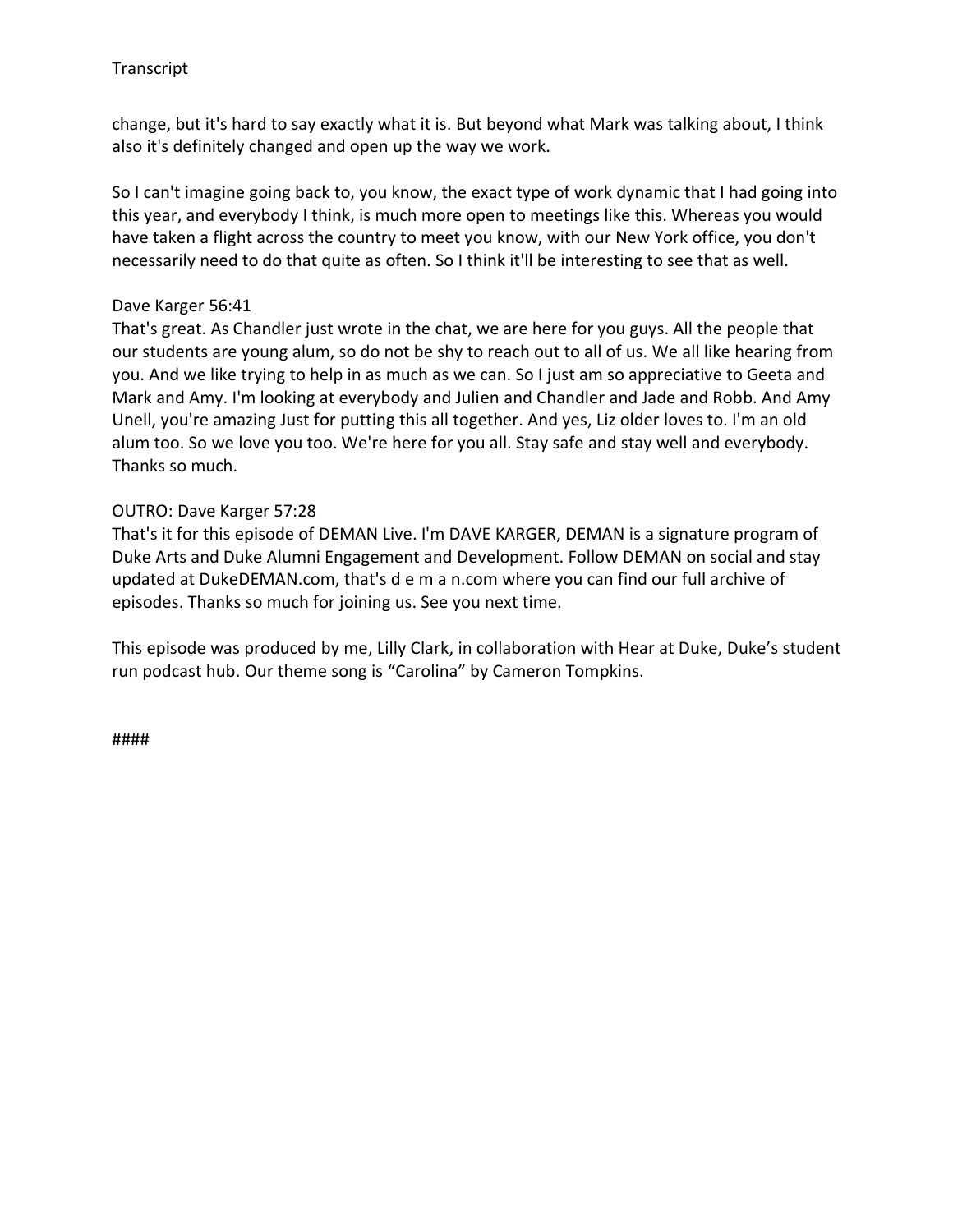change, but it's hard to say exactly what it is. But beyond what Mark was talking about, I think also it's definitely changed and open up the way we work.

So I can't imagine going back to, you know, the exact type of work dynamic that I had going into this year, and everybody I think, is much more open to meetings like this. Whereas you would have taken a flight across the country to meet you know, with our New York office, you don't necessarily need to do that quite as often. So I think it'll be interesting to see that as well.

Dave Karger 56:41
That's great. As Chandler just wrote in the chat, we are here for you guys. All the people that our students are young alum, so do not be shy to reach out to all of us. We all like hearing from you. And we like trying to help in as much as we can. So I just am so appreciative to Geeta and Mark and Amy. I'm looking at everybody and Julien and Chandler and Jade and Robb. And Amy Unell, you're amazing Just for putting this all together. And yes, Liz older loves to. I'm an old alum too. So we love you too. We're here for you all. Stay safe and stay well and everybody. Thanks so much.

OUTRO: Dave Karger 57:28
That's it for this episode of DEMAN Live. I'm DAVE KARGER, DEMAN is a signature program of Duke Arts and Duke Alumni Engagement and Development. Follow DEMAN on social and stay updated at DukeDEMAN.com, that's d e m a n.com where you can find our full archive of episodes. Thanks so much for joining us. See you next time.

This episode was produced by me, Lilly Clark, in collaboration with Hear at Duke, Duke's student run podcast hub. Our theme song is "Carolina" by Cameron Tompkins.

####